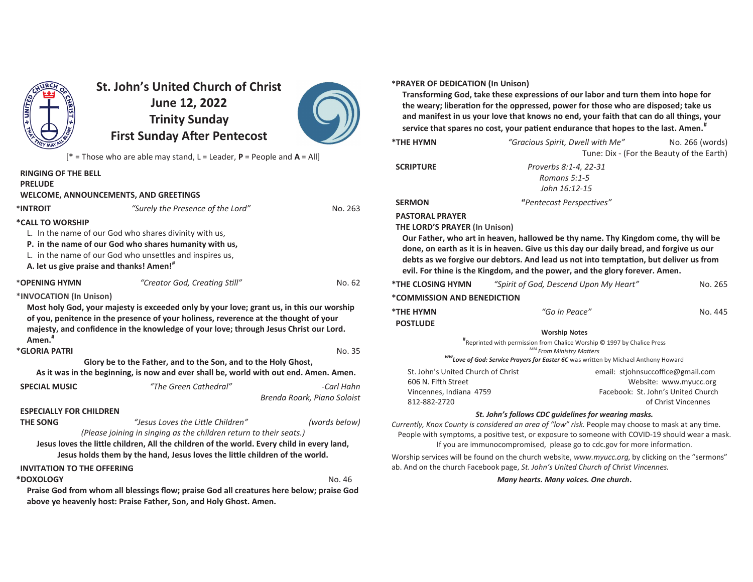# St. John's United Church of Christ
## June 12, 2022
## Trinity Sunday
## First Sunday After Pentecost

[* = Those who are able may stand, L = Leader, **P** = People and **A** = All]

**RINGING OF THE BELL**

**PRELUDE**

**WELCOME, ANNOUNCEMENTS, AND GREETINGS**

*__INTROIT__ *"Surely the Presence of the Lord"* No. 263

**\*CALL TO WORSHIP**

L. In the name of our God who shares divinity with us,

**P. in the name of our God who shares humanity with us,**

L. in the name of our God who unsettles and inspires us,

**A. let us give praise and thanks! Amen!#**

***OPENING HYMN** *"Creator God, Creating Still"* No. 62

***INVOCATION (In Unison)**

**Most holy God, your majesty is exceeded only by your love; grant us, in this our worship of you, penitence in the presence of your holiness, reverence at the thought of your majesty, and confidence in the knowledge of your love; through Jesus Christ our Lord. Amen.#**

***GLORIA PATRI** No. 35

**Glory be to the Father, and to the Son, and to the Holy Ghost,**
**As it was in the beginning, is now and ever shall be, world with out end. Amen. Amen.**

**SPECIAL MUSIC** *"The Green Cathedral"* *-Carl Hahn*
*Brenda Roark, Piano Soloist*

**ESPECIALLY FOR CHILDREN**

**THE SONG** *"Jesus Loves the Little Children"* *(words below)*

*(Please joining in singing as the children return to their seats.)*

**Jesus loves the little children, All the children of the world. Every child in every land, Jesus holds them by the hand, Jesus loves the little children of the world.**

**INVITATION TO THE OFFERING**

***DOXOLOGY** No. 46

**Praise God from whom all blessings flow; praise God all creatures here below; praise God above ye heavenly host: Praise Father, Son, and Holy Ghost. Amen.**

***PRAYER OF DEDICATION (In Unison)**

**Transforming God, take these expressions of our labor and turn them into hope for the weary; liberation for the oppressed, power for those who are disposed; take us and manifest in us your love that knows no end, your faith that can do all things, your service that spares no cost, your patient endurance that hopes to the last. Amen.#**

***THE HYMN** *"Gracious Spirit, Dwell with Me"* No. 266 (words)
Tune: Dix - (For the Beauty of the Earth)

**SCRIPTURE**
*Proverbs 8:1-4, 22-31*
*Romans 5:1-5*
*John 16:12-15*

**SERMON** **"***Pentecost Perspectives"*

**PASTORAL PRAYER**

**THE LORD'S PRAYER (In Unison)**

**Our Father, who art in heaven, hallowed be thy name. Thy Kingdom come, thy will be done, on earth as it is in heaven. Give us this day our daily bread, and forgive us our debts as we forgive our debtors. And lead us not into temptation, but deliver us from evil. For thine is the Kingdom, and the power, and the glory forever. Amen.**

***THE CLOSING HYMN** *"Spirit of God, Descend Upon My Heart"* No. 265

***COMMISSION AND BENEDICTION**

***THE HYMN** *"Go in Peace"* No. 445

**POSTLUDE**

**Worship Notes**

#Reprinted with permission from Chalice Worship © 1997 by Chalice Press

MM *From Ministry Matters*

WW ***Love of God: Service Prayers for Easter 6C*** was written by Michael Anthony Howard

St. John's United Church of Christ
606 N. Fifth Street
Vincennes, Indiana 4759
812-882-2720

email: stjohnsuccoffice@gmail.com
Website: www.myucc.org
Facebook: St. John's United Church of Christ Vincennes

***St. John's follows CDC guidelines for wearing masks.***

*Currently, Knox County is considered an area of "low" risk.* People may choose to mask at any time. People with symptoms, a positive test, or exposure to someone with COVID-19 should wear a mask. If you are immunocompromised, please go to cdc.gov for more information.

Worship services will be found on the church website, *www.myucc.org*, by clicking on the "sermons" ab. And on the church Facebook page, *St. John's United Church of Christ Vincennes.*

***Many hearts. Many voices. One church*.**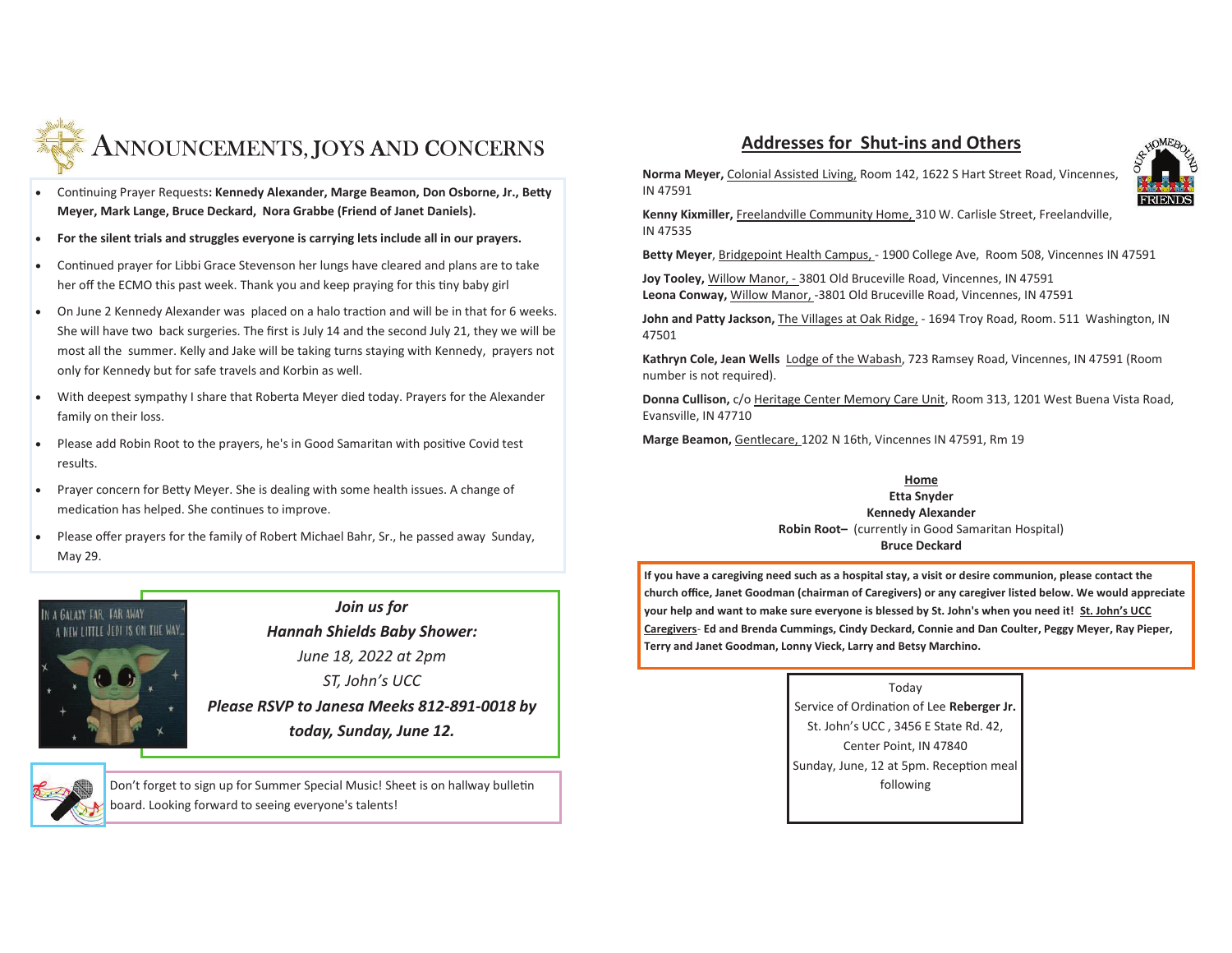# Announcements, Joys and Concerns

- Continuing Prayer Requests**: Kennedy Alexander, Marge Beamon, Don Osborne, Jr., Betty Meyer, Mark Lange, Bruce Deckard, Nora Grabbe (Friend of Janet Daniels).**
- **For the silent trials and struggles everyone is carrying lets include all in our prayers.**
- Continued prayer for Libbi Grace Stevenson her lungs have cleared and plans are to take her off the ECMO this past week. Thank you and keep praying for this tiny baby girl
- On June 2 Kennedy Alexander was placed on a halo traction and will be in that for 6 weeks. She will have two back surgeries. The first is July 14 and the second July 21, they we will be most all the summer. Kelly and Jake will be taking turns staying with Kennedy, prayers not only for Kennedy but for safe travels and Korbin as well.
- With deepest sympathy I share that Roberta Meyer died today. Prayers for the Alexander family on their loss.
- Please add Robin Root to the prayers, he's in Good Samaritan with positive Covid test results.
- Prayer concern for Betty Meyer. She is dealing with some health issues. A change of medication has helped. She continues to improve.
- Please offer prayers for the family of Robert Michael Bahr, Sr., he passed away Sunday, May 29.

***Join us for***

***Hannah Shields Baby Shower:***

*June 18, 2022 at 2pm*

*ST, John's UCC*

***Please RSVP to Janesa Meeks 812-891-0018 by today, Sunday, June 12.***

Don't forget to sign up for Summer Special Music! Sheet is on hallway bulletin board. Looking forward to seeing everyone's talents!

## Addresses for Shut-ins and Others

**Norma Meyer,** Colonial Assisted Living, Room 142, 1622 S Hart Street Road, Vincennes, IN 47591

**Kenny Kixmiller,** Freelandville Community Home, 310 W. Carlisle Street, Freelandville, IN 47535

**Betty Meyer**, Bridgepoint Health Campus, - 1900 College Ave, Room 508, Vincennes IN 47591

**Joy Tooley,** Willow Manor, - 3801 Old Bruceville Road, Vincennes, IN 47591
**Leona Conway,** Willow Manor, -3801 Old Bruceville Road, Vincennes, IN 47591

**John and Patty Jackson,** The Villages at Oak Ridge, - 1694 Troy Road, Room. 511 Washington, IN 47501

**Kathryn Cole, Jean Wells** Lodge of the Wabash, 723 Ramsey Road, Vincennes, IN 47591 (Room number is not required).

**Donna Cullison,** c/o Heritage Center Memory Care Unit, Room 313, 1201 West Buena Vista Road, Evansville, IN 47710

**Marge Beamon,** Gentlecare, 1202 N 16th, Vincennes IN 47591, Rm 19

**Home**
**Etta Snyder**
**Kennedy Alexander**
**Robin Root–** (currently in Good Samaritan Hospital)
**Bruce Deckard**

**If you have a caregiving need such as a hospital stay, a visit or desire communion, please contact the church office, Janet Goodman (chairman of Caregivers) or any caregiver listed below. We would appreciate your help and want to make sure everyone is blessed by St. John's when you need it! St. John's UCC Caregivers- Ed and Brenda Cummings, Cindy Deckard, Connie and Dan Coulter, Peggy Meyer, Ray Pieper, Terry and Janet Goodman, Lonny Vieck, Larry and Betsy Marchino.**

Today
Service of Ordination of Lee **Reberger Jr.**
St. John's UCC , 3456 E State Rd. 42,
Center Point, IN 47840
Sunday, June, 12 at 5pm. Reception meal following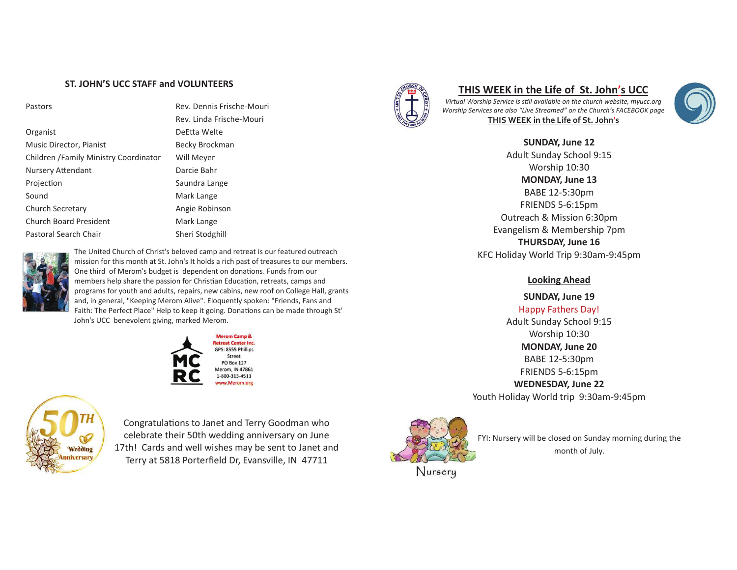## ST. JOHN'S UCC STAFF and VOLUNTEERS

| | |
|---|---|
| Pastors | Rev. Dennis Frische-Mouri |
| | Rev. Linda Frische-Mouri |
| Organist | DeEtta Welte |
| Music Director, Pianist | Becky Brockman |
| Children /Family Ministry Coordinator | Will Meyer |
| Nursery Attendant | Darcie Bahr |
| Projection | Saundra Lange |
| Sound | Mark Lange |
| Church Secretary | Angie Robinson |
| Church Board President | Mark Lange |
| Pastoral Search Chair | Sheri Stodghill |

The United Church of Christ's beloved camp and retreat is our featured outreach mission for this month at St. John's It holds a rich past of treasures to our members. One third of Merom's budget is dependent on donations. Funds from our members help share the passion for Christian Education, retreats, camps and programs for youth and adults, repairs, new cabins, new roof on College Hall, grants and, in general, "Keeping Merom Alive". Eloquently spoken: "Friends, Fans and Faith: The Perfect Place" Help to keep it going. Donations can be made through St' John's UCC benevolent giving, marked Merom.

MC RC
Merom Camp & Retreat Center Inc.
GPS: 8555 Phillips Street
PO Box 127
Merom, IN 47861
1-800-313-4511
www.Merom.org

Congratulations to Janet and Terry Goodman who celebrate their 50th wedding anniversary on June 17th! Cards and well wishes may be sent to Janet and Terry at 5818 Porterfield Dr, Evansville, IN 47711

## THIS WEEK in the Life of St. John's UCC

*Virtual Worship Service is still available on the church website, myucc.org*
*Worship Services are also "Live Streamed" on the Church's FACEBOOK page*

**THIS WEEK in the Life of St. John's**

**SUNDAY, June 12**
Adult Sunday School 9:15
Worship 10:30

**MONDAY, June 13**
BABE 12-5:30pm
FRIENDS 5-6:15pm
Outreach & Mission 6:30pm
Evangelism & Membership 7pm

**THURSDAY, June 16**
KFC Holiday World Trip 9:30am-9:45pm

### Looking Ahead

**SUNDAY, June 19**
Happy Fathers Day!
Adult Sunday School 9:15
Worship 10:30

**MONDAY, June 20**
BABE 12-5:30pm
FRIENDS 5-6:15pm

**WEDNESDAY, June 22**
Youth Holiday World trip 9:30am-9:45pm

Nursery

FYI: Nursery will be closed on Sunday morning during the month of July.